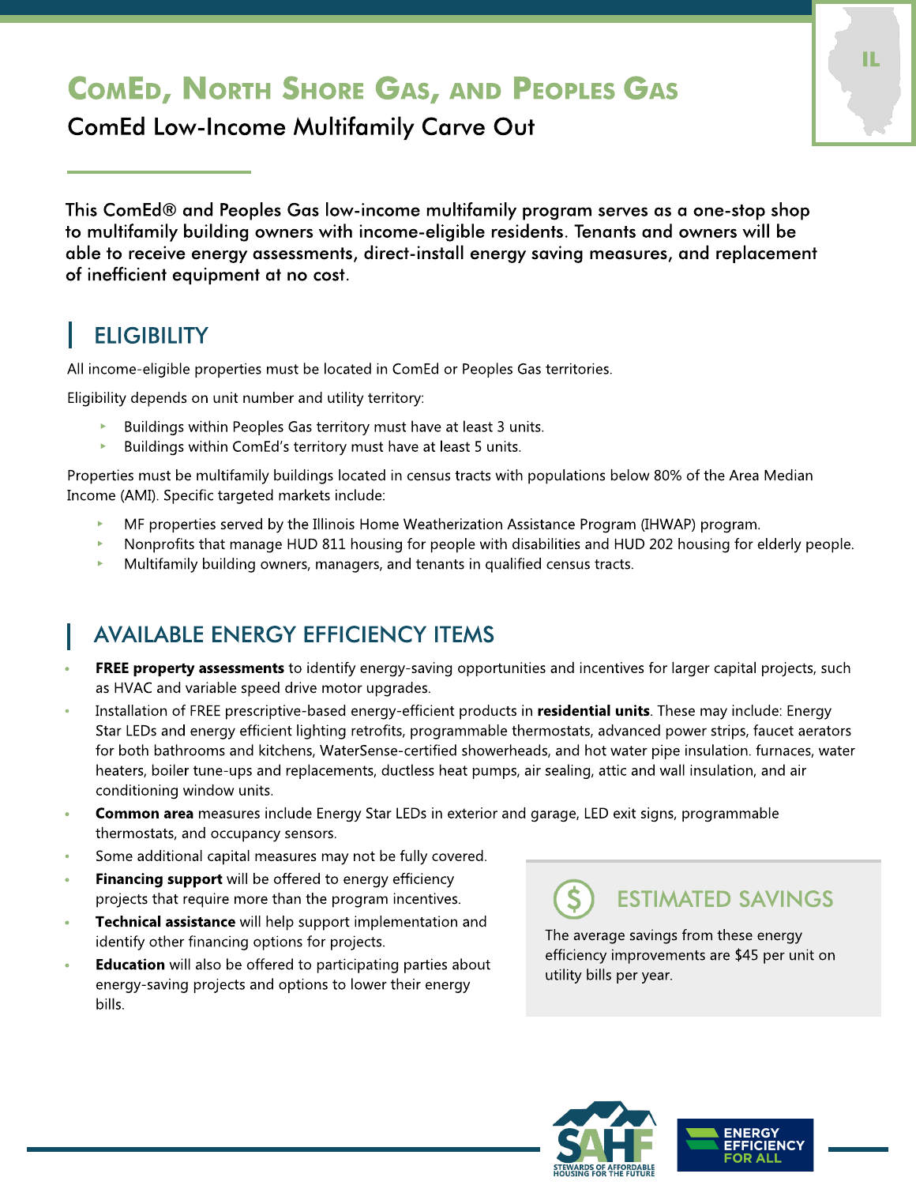# ComEd, North Shore Gas, and Peoples Gas

## ComEd Low-Income Multifamily Carve Out

This ComEd® and Peoples Gas low-income multifamily program serves as a one-stop shop to multifamily building owners with income-eligible residents. Tenants and owners will be able to receive energy assessments, direct-install energy saving measures, and replacement of inefficient equipment at no cost.

## ELIGIBILITY

All income-eligible properties must be located in ComEd or Peoples Gas territories.

Eligibility depends on unit number and utility territory:

- Buildings within Peoples Gas territory must have at least 3 units.
- Buildings within ComEd's territory must have at least 5 units.

Properties must be multifamily buildings located in census tracts with populations below 80% of the Area Median Income (AMI). Specific targeted markets include:

- MF properties served by the Illinois Home Weatherization Assistance Program (IHWAP) program.
- Nonprofits that manage HUD 811 housing for people with disabilities and HUD 202 housing for elderly people.
- Multifamily building owners, managers, and tenants in qualified census tracts.

## AVAILABLE ENERGY EFFICIENCY ITEMS

- **FREE property assessments** to identify energy-saving opportunities and incentives for larger capital projects, such as HVAC and variable speed drive motor upgrades.
- Installation of FREE prescriptive-based energy-efficient products in **residential units**. These may include: Energy Star LEDs and energy efficient lighting retrofits, programmable thermostats, advanced power strips, faucet aerators for both bathrooms and kitchens, WaterSense-certified showerheads, and hot water pipe insulation. furnaces, water heaters, boiler tune-ups and replacements, ductless heat pumps, air sealing, attic and wall insulation, and air conditioning window units.
- **Common area** measures include Energy Star LEDs in exterior and garage, LED exit signs, programmable thermostats, and occupancy sensors.
- Some additional capital measures may not be fully covered.
- **Financing support** will be offered to energy efficiency projects that require more than the program incentives.
- **Technical assistance** will help support implementation and identify other financing options for projects.
- **Education** will also be offered to participating parties about energy-saving projects and options to lower their energy bills.

### ESTIMATED SAVINGS

The average savings from these energy efficiency improvements are $45 per unit on utility bills per year.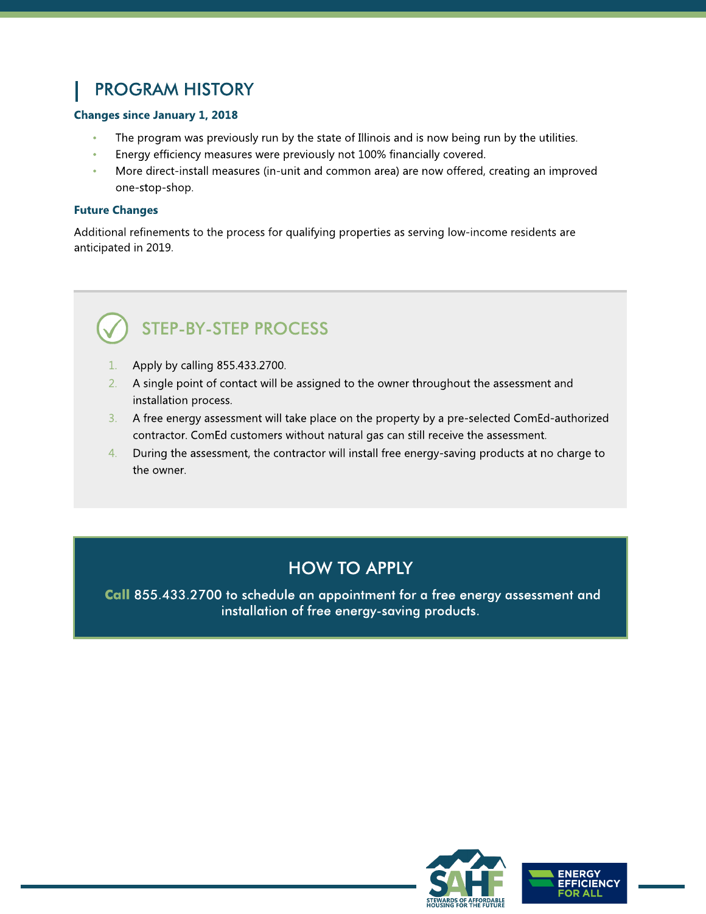## PROGRAM HISTORY

### Changes since January 1, 2018

- The program was previously run by the state of Illinois and is now being run by the utilities.
- Energy efficiency measures were previously not 100% financially covered.
- More direct-install measures (in-unit and common area) are now offered, creating an improved one-stop-shop.

### Future Changes

Additional refinements to the process for qualifying properties as serving low-income residents are anticipated in 2019.

## STEP-BY-STEP PROCESS

1. Apply by calling 855.433.2700.
2. A single point of contact will be assigned to the owner throughout the assessment and installation process.
3. A free energy assessment will take place on the property by a pre-selected ComEd-authorized contractor. ComEd customers without natural gas can still receive the assessment.
4. During the assessment, the contractor will install free energy-saving products at no charge to the owner.

## HOW TO APPLY

**Call** 855.433.2700 to schedule an appointment for a free energy assessment and installation of free energy-saving products.

SAHF
STEWARDS OF AFFORDABLE HOUSING FOR THE FUTURE

ENERGY EFFICIENCY FOR ALL